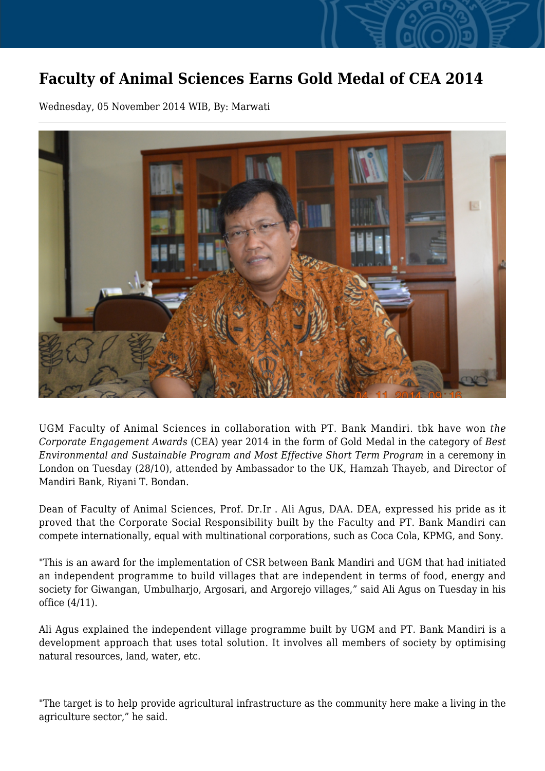# Faculty of Animal Sciences Earns Gold Medal of CEA 2014

Wednesday, 05 November 2014 WIB, By: Marwati

UGM Faculty of Animal Sciences in collaboration with PT. Bank Mandiri. tbk have won *the Corporate Engagement Awards* (CEA) year 2014 in the form of Gold Medal in the category of *Best Environmental and Sustainable Program and Most Effective Short Term Program* in a ceremony in London on Tuesday (28/10), attended by Ambassador to the UK, Hamzah Thayeb, and Director of Mandiri Bank, Riyani T. Bondan.

Dean of Faculty of Animal Sciences, Prof. Dr.Ir . Ali Agus, DAA. DEA, expressed his pride as it proved that the Corporate Social Responsibility built by the Faculty and PT. Bank Mandiri can compete internationally, equal with multinational corporations, such as Coca Cola, KPMG, and Sony.

"This is an award for the implementation of CSR between Bank Mandiri and UGM that had initiated an independent programme to build villages that are independent in terms of food, energy and society for Giwangan, Umbulharjo, Argosari, and Argorejo villages," said Ali Agus on Tuesday in his office (4/11).

Ali Agus explained the independent village programme built by UGM and PT. Bank Mandiri is a development approach that uses total solution. It involves all members of society by optimising natural resources, land, water, etc.

"The target is to help provide agricultural infrastructure as the community here make a living in the agriculture sector," he said.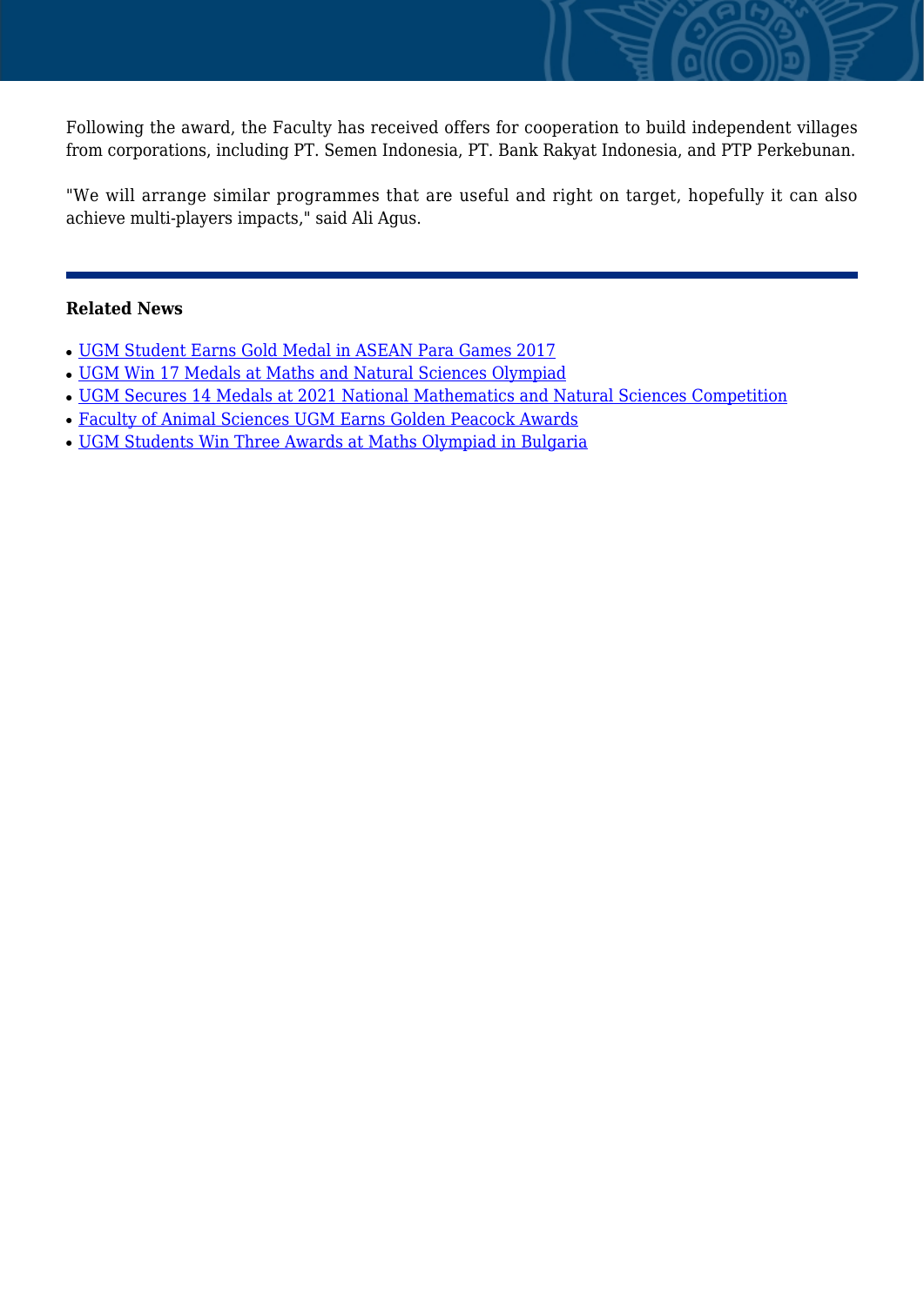Following the award, the Faculty has received offers for cooperation to build independent villages from corporations, including PT. Semen Indonesia, PT. Bank Rakyat Indonesia, and PTP Perkebunan.

"We will arrange similar programmes that are useful and right on target, hopefully it can also achieve multi-players impacts," said Ali Agus.

---

**Related News**

- UGM Student Earns Gold Medal in ASEAN Para Games 2017
- UGM Win 17 Medals at Maths and Natural Sciences Olympiad
- UGM Secures 14 Medals at 2021 National Mathematics and Natural Sciences Competition
- Faculty of Animal Sciences UGM Earns Golden Peacock Awards
- UGM Students Win Three Awards at Maths Olympiad in Bulgaria